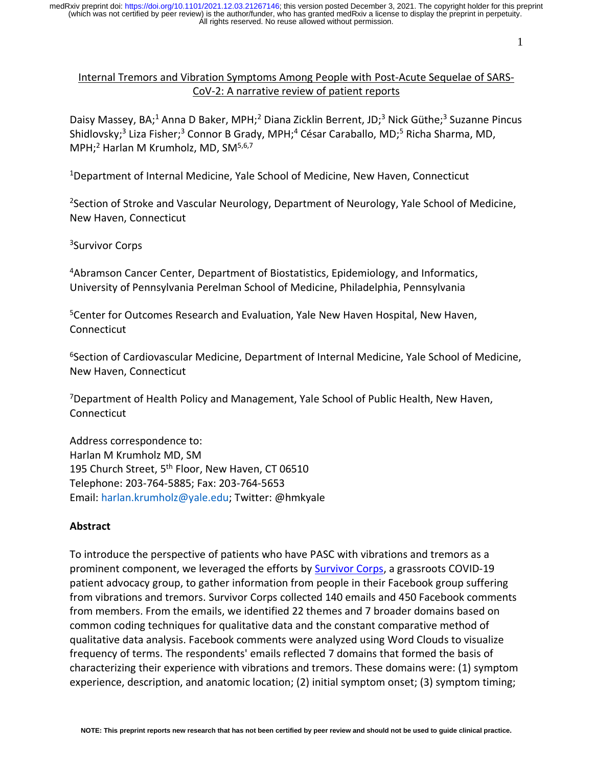# Internal Tremors and Vibration Symptoms Among People with Post-Acute Sequelae of SARS-CoV-2: A narrative review of patient reports

Daisy Massey, BA;[1] Anna D Baker, MPH;[2] Diana Zicklin Berrent, JD;[3] Nick Güthe;[3] Suzanne Pincus Shidlovsky;[3] Liza Fisher;[3] Connor B Grady, MPH;[4] César Caraballo, MD;[5] Richa Sharma, MD, MPH;[2] Harlan M Krumholz, MD, SM[5,6,7]

[1]Department of Internal Medicine, Yale School of Medicine, New Haven, Connecticut

[2]Section of Stroke and Vascular Neurology, Department of Neurology, Yale School of Medicine, New Haven, Connecticut

[3]Survivor Corps

[4]Abramson Cancer Center, Department of Biostatistics, Epidemiology, and Informatics, University of Pennsylvania Perelman School of Medicine, Philadelphia, Pennsylvania

[5]Center for Outcomes Research and Evaluation, Yale New Haven Hospital, New Haven, Connecticut

[6]Section of Cardiovascular Medicine, Department of Internal Medicine, Yale School of Medicine, New Haven, Connecticut

[7]Department of Health Policy and Management, Yale School of Public Health, New Haven, Connecticut

Address correspondence to:
Harlan M Krumholz MD, SM
195 Church Street, 5th Floor, New Haven, CT 06510
Telephone: 203-764-5885; Fax: 203-764-5653
Email: harlan.krumholz@yale.edu; Twitter: @hmkyale

## Abstract

To introduce the perspective of patients who have PASC with vibrations and tremors as a prominent component, we leveraged the efforts by Survivor Corps, a grassroots COVID-19 patient advocacy group, to gather information from people in their Facebook group suffering from vibrations and tremors. Survivor Corps collected 140 emails and 450 Facebook comments from members. From the emails, we identified 22 themes and 7 broader domains based on common coding techniques for qualitative data and the constant comparative method of qualitative data analysis. Facebook comments were analyzed using Word Clouds to visualize frequency of terms. The respondents' emails reflected 7 domains that formed the basis of characterizing their experience with vibrations and tremors. These domains were: (1) symptom experience, description, and anatomic location; (2) initial symptom onset; (3) symptom timing;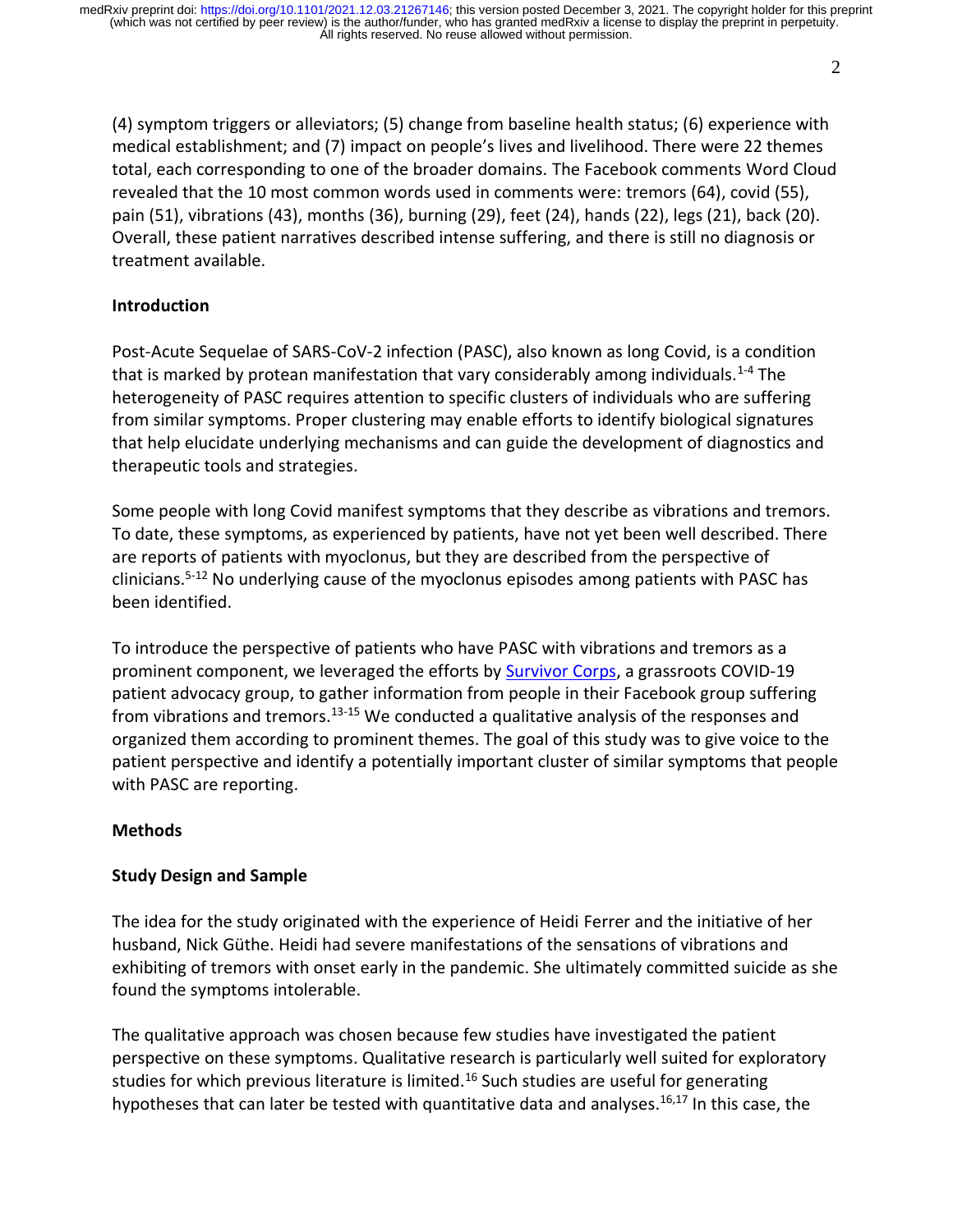(4) symptom triggers or alleviators; (5) change from baseline health status; (6) experience with medical establishment; and (7) impact on people's lives and livelihood. There were 22 themes total, each corresponding to one of the broader domains. The Facebook comments Word Cloud revealed that the 10 most common words used in comments were: tremors (64), covid (55), pain (51), vibrations (43), months (36), burning (29), feet (24), hands (22), legs (21), back (20). Overall, these patient narratives described intense suffering, and there is still no diagnosis or treatment available.

## Introduction

Post-Acute Sequelae of SARS-CoV-2 infection (PASC), also known as long Covid, is a condition that is marked by protean manifestation that vary considerably among individuals.[1-4] The heterogeneity of PASC requires attention to specific clusters of individuals who are suffering from similar symptoms. Proper clustering may enable efforts to identify biological signatures that help elucidate underlying mechanisms and can guide the development of diagnostics and therapeutic tools and strategies.

Some people with long Covid manifest symptoms that they describe as vibrations and tremors. To date, these symptoms, as experienced by patients, have not yet been well described. There are reports of patients with myoclonus, but they are described from the perspective of clinicians.[5-12] No underlying cause of the myoclonus episodes among patients with PASC has been identified.

To introduce the perspective of patients who have PASC with vibrations and tremors as a prominent component, we leveraged the efforts by Survivor Corps, a grassroots COVID-19 patient advocacy group, to gather information from people in their Facebook group suffering from vibrations and tremors.[13-15] We conducted a qualitative analysis of the responses and organized them according to prominent themes. The goal of this study was to give voice to the patient perspective and identify a potentially important cluster of similar symptoms that people with PASC are reporting.

## Methods

### Study Design and Sample

The idea for the study originated with the experience of Heidi Ferrer and the initiative of her husband, Nick Güthe. Heidi had severe manifestations of the sensations of vibrations and exhibiting of tremors with onset early in the pandemic. She ultimately committed suicide as she found the symptoms intolerable.

The qualitative approach was chosen because few studies have investigated the patient perspective on these symptoms. Qualitative research is particularly well suited for exploratory studies for which previous literature is limited.[16] Such studies are useful for generating hypotheses that can later be tested with quantitative data and analyses.[16,17] In this case, the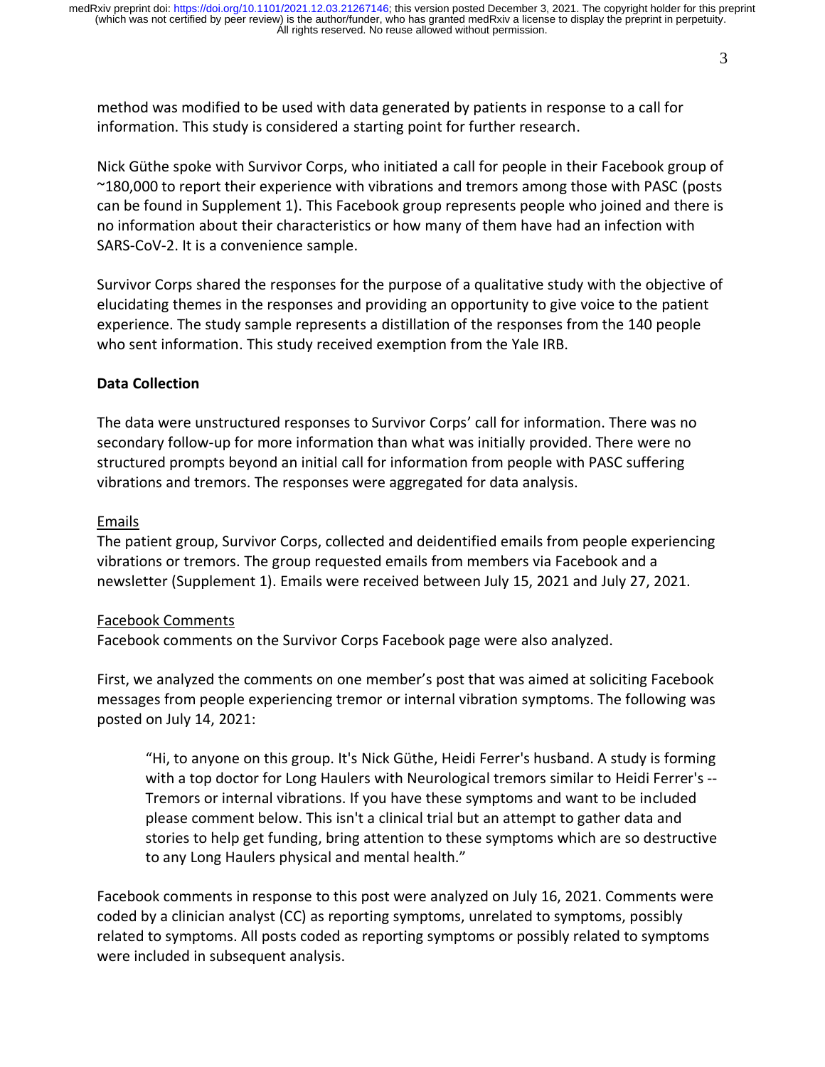method was modified to be used with data generated by patients in response to a call for information. This study is considered a starting point for further research.

Nick Güthe spoke with Survivor Corps, who initiated a call for people in their Facebook group of ~180,000 to report their experience with vibrations and tremors among those with PASC (posts can be found in Supplement 1). This Facebook group represents people who joined and there is no information about their characteristics or how many of them have had an infection with SARS-CoV-2. It is a convenience sample.

Survivor Corps shared the responses for the purpose of a qualitative study with the objective of elucidating themes in the responses and providing an opportunity to give voice to the patient experience. The study sample represents a distillation of the responses from the 140 people who sent information. This study received exemption from the Yale IRB.

**Data Collection**

The data were unstructured responses to Survivor Corps' call for information. There was no secondary follow-up for more information than what was initially provided. There were no structured prompts beyond an initial call for information from people with PASC suffering vibrations and tremors. The responses were aggregated for data analysis.

Emails

The patient group, Survivor Corps, collected and deidentified emails from people experiencing vibrations or tremors. The group requested emails from members via Facebook and a newsletter (Supplement 1). Emails were received between July 15, 2021 and July 27, 2021.

Facebook Comments

Facebook comments on the Survivor Corps Facebook page were also analyzed.

First, we analyzed the comments on one member's post that was aimed at soliciting Facebook messages from people experiencing tremor or internal vibration symptoms. The following was posted on July 14, 2021:

> "Hi, to anyone on this group. It's Nick Güthe, Heidi Ferrer's husband. A study is forming with a top doctor for Long Haulers with Neurological tremors similar to Heidi Ferrer's -- Tremors or internal vibrations. If you have these symptoms and want to be included please comment below. This isn't a clinical trial but an attempt to gather data and stories to help get funding, bring attention to these symptoms which are so destructive to any Long Haulers physical and mental health."

Facebook comments in response to this post were analyzed on July 16, 2021. Comments were coded by a clinician analyst (CC) as reporting symptoms, unrelated to symptoms, possibly related to symptoms. All posts coded as reporting symptoms or possibly related to symptoms were included in subsequent analysis.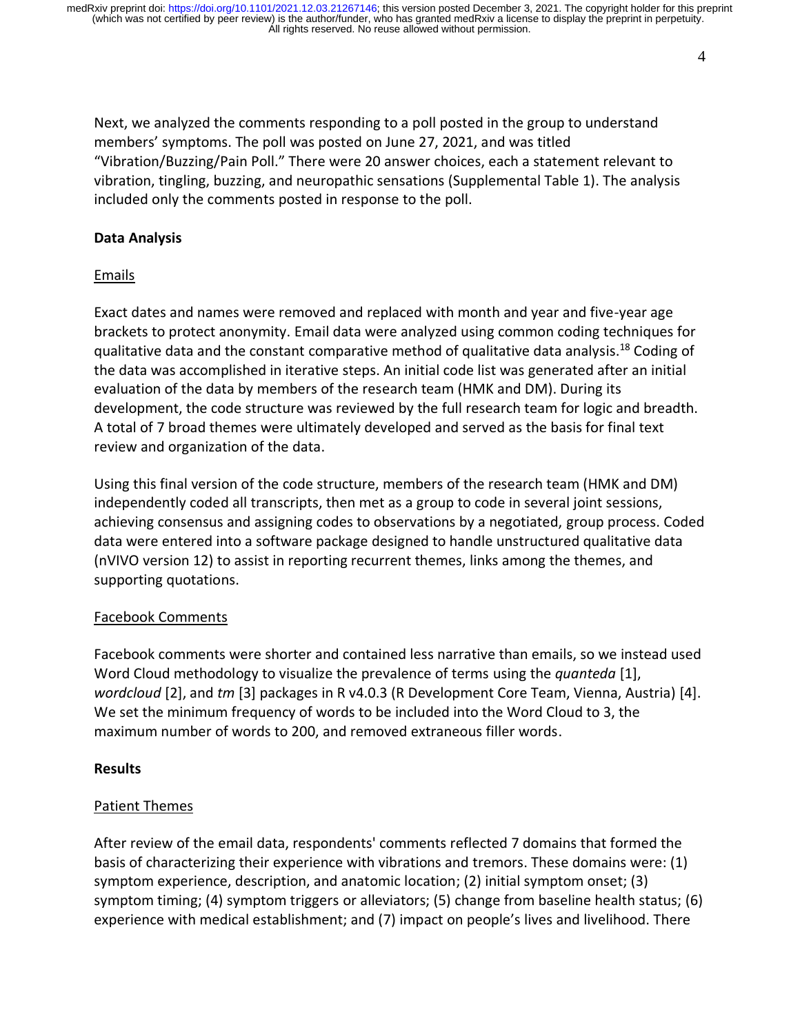Next, we analyzed the comments responding to a poll posted in the group to understand members' symptoms. The poll was posted on June 27, 2021, and was titled "Vibration/Buzzing/Pain Poll." There were 20 answer choices, each a statement relevant to vibration, tingling, buzzing, and neuropathic sensations (Supplemental Table 1). The analysis included only the comments posted in response to the poll.

**Data Analysis**

Emails

Exact dates and names were removed and replaced with month and year and five-year age brackets to protect anonymity. Email data were analyzed using common coding techniques for qualitative data and the constant comparative method of qualitative data analysis.[18] Coding of the data was accomplished in iterative steps. An initial code list was generated after an initial evaluation of the data by members of the research team (HMK and DM). During its development, the code structure was reviewed by the full research team for logic and breadth. A total of 7 broad themes were ultimately developed and served as the basis for final text review and organization of the data.

Using this final version of the code structure, members of the research team (HMK and DM) independently coded all transcripts, then met as a group to code in several joint sessions, achieving consensus and assigning codes to observations by a negotiated, group process. Coded data were entered into a software package designed to handle unstructured qualitative data (nVIVO version 12) to assist in reporting recurrent themes, links among the themes, and supporting quotations.

Facebook Comments

Facebook comments were shorter and contained less narrative than emails, so we instead used Word Cloud methodology to visualize the prevalence of terms using the *quanteda* [1], *wordcloud* [2], and *tm* [3] packages in R v4.0.3 (R Development Core Team, Vienna, Austria) [4]. We set the minimum frequency of words to be included into the Word Cloud to 3, the maximum number of words to 200, and removed extraneous filler words.

**Results**

Patient Themes

After review of the email data, respondents' comments reflected 7 domains that formed the basis of characterizing their experience with vibrations and tremors. These domains were: (1) symptom experience, description, and anatomic location; (2) initial symptom onset; (3) symptom timing; (4) symptom triggers or alleviators; (5) change from baseline health status; (6) experience with medical establishment; and (7) impact on people's lives and livelihood. There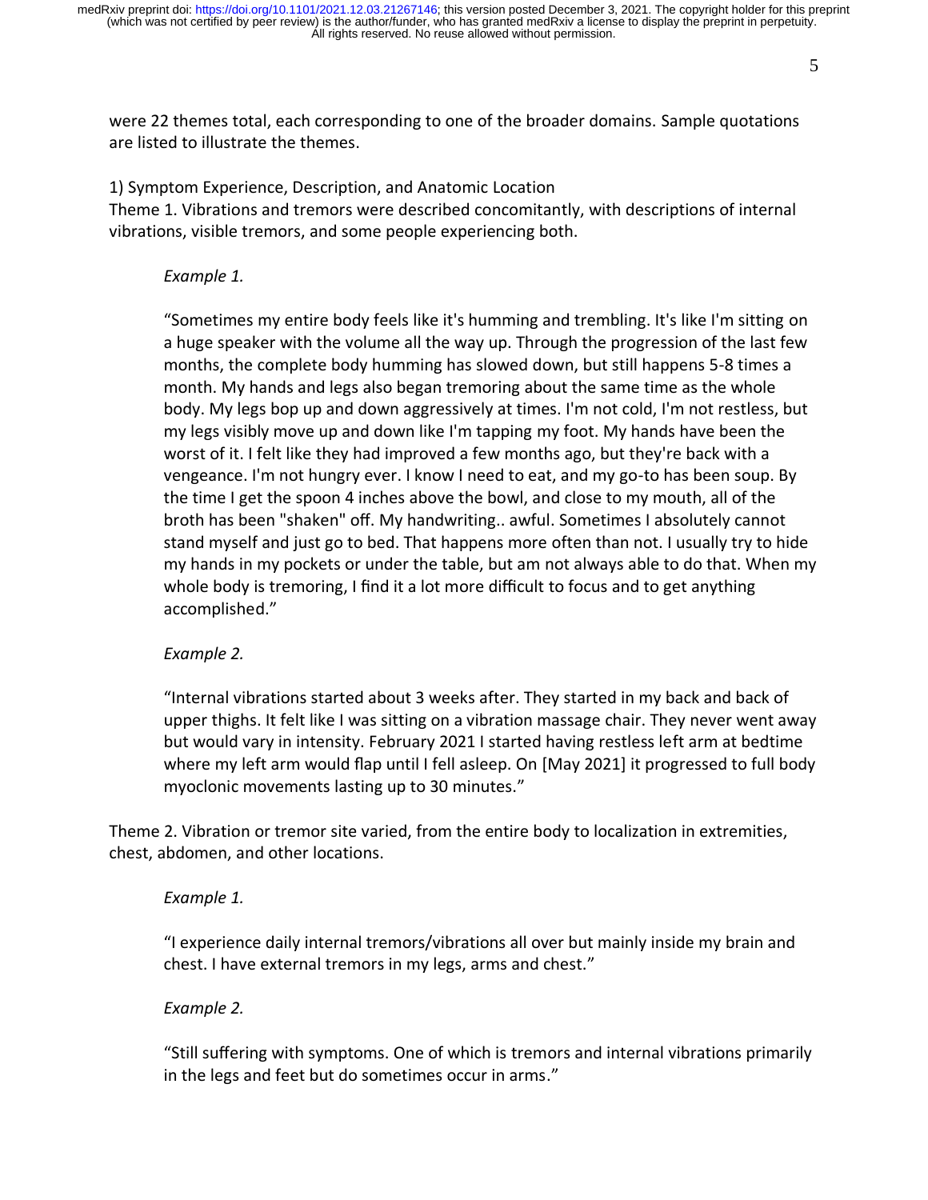were 22 themes total, each corresponding to one of the broader domains. Sample quotations are listed to illustrate the themes.

1) Symptom Experience, Description, and Anatomic Location

Theme 1. Vibrations and tremors were described concomitantly, with descriptions of internal vibrations, visible tremors, and some people experiencing both.

> *Example 1.*
>
> "Sometimes my entire body feels like it's humming and trembling. It's like I'm sitting on a huge speaker with the volume all the way up. Through the progression of the last few months, the complete body humming has slowed down, but still happens 5-8 times a month. My hands and legs also began tremoring about the same time as the whole body. My legs bop up and down aggressively at times. I'm not cold, I'm not restless, but my legs visibly move up and down like I'm tapping my foot. My hands have been the worst of it. I felt like they had improved a few months ago, but they're back with a vengeance. I'm not hungry ever. I know I need to eat, and my go-to has been soup. By the time I get the spoon 4 inches above the bowl, and close to my mouth, all of the broth has been "shaken" off. My handwriting.. awful. Sometimes I absolutely cannot stand myself and just go to bed. That happens more often than not. I usually try to hide my hands in my pockets or under the table, but am not always able to do that. When my whole body is tremoring, I find it a lot more difficult to focus and to get anything accomplished."
>
> *Example 2.*
>
> "Internal vibrations started about 3 weeks after. They started in my back and back of upper thighs. It felt like I was sitting on a vibration massage chair. They never went away but would vary in intensity. February 2021 I started having restless left arm at bedtime where my left arm would flap until I fell asleep. On [May 2021] it progressed to full body myoclonic movements lasting up to 30 minutes."

Theme 2. Vibration or tremor site varied, from the entire body to localization in extremities, chest, abdomen, and other locations.

> *Example 1.*
>
> "I experience daily internal tremors/vibrations all over but mainly inside my brain and chest. I have external tremors in my legs, arms and chest."
>
> *Example 2.*
>
> "Still suffering with symptoms. One of which is tremors and internal vibrations primarily in the legs and feet but do sometimes occur in arms."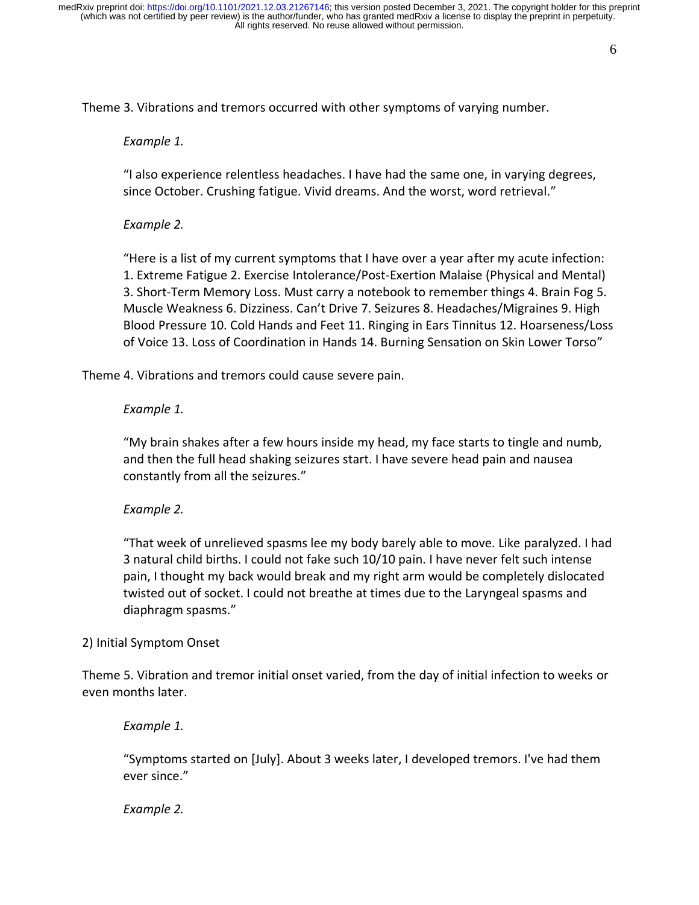Theme 3. Vibrations and tremors occurred with other symptoms of varying number.

*Example 1.*

"I also experience relentless headaches. I have had the same one, in varying degrees, since October. Crushing fatigue. Vivid dreams. And the worst, word retrieval."

*Example 2.*

"Here is a list of my current symptoms that I have over a year after my acute infection: 1. Extreme Fatigue 2. Exercise Intolerance/Post-Exertion Malaise (Physical and Mental) 3. Short-Term Memory Loss. Must carry a notebook to remember things 4. Brain Fog 5. Muscle Weakness 6. Dizziness. Can't Drive 7. Seizures 8. Headaches/Migraines 9. High Blood Pressure 10. Cold Hands and Feet 11. Ringing in Ears Tinnitus 12. Hoarseness/Loss of Voice 13. Loss of Coordination in Hands 14. Burning Sensation on Skin Lower Torso"

Theme 4. Vibrations and tremors could cause severe pain.

*Example 1.*

"My brain shakes after a few hours inside my head, my face starts to tingle and numb, and then the full head shaking seizures start. I have severe head pain and nausea constantly from all the seizures."

*Example 2.*

"That week of unrelieved spasms lee my body barely able to move. Like paralyzed. I had 3 natural child births. I could not fake such 10/10 pain. I have never felt such intense pain, I thought my back would break and my right arm would be completely dislocated twisted out of socket. I could not breathe at times due to the Laryngeal spasms and diaphragm spasms."

2) Initial Symptom Onset

Theme 5. Vibration and tremor initial onset varied, from the day of initial infection to weeks or even months later.

*Example 1.*

"Symptoms started on [July]. About 3 weeks later, I developed tremors. I've had them ever since."

*Example 2.*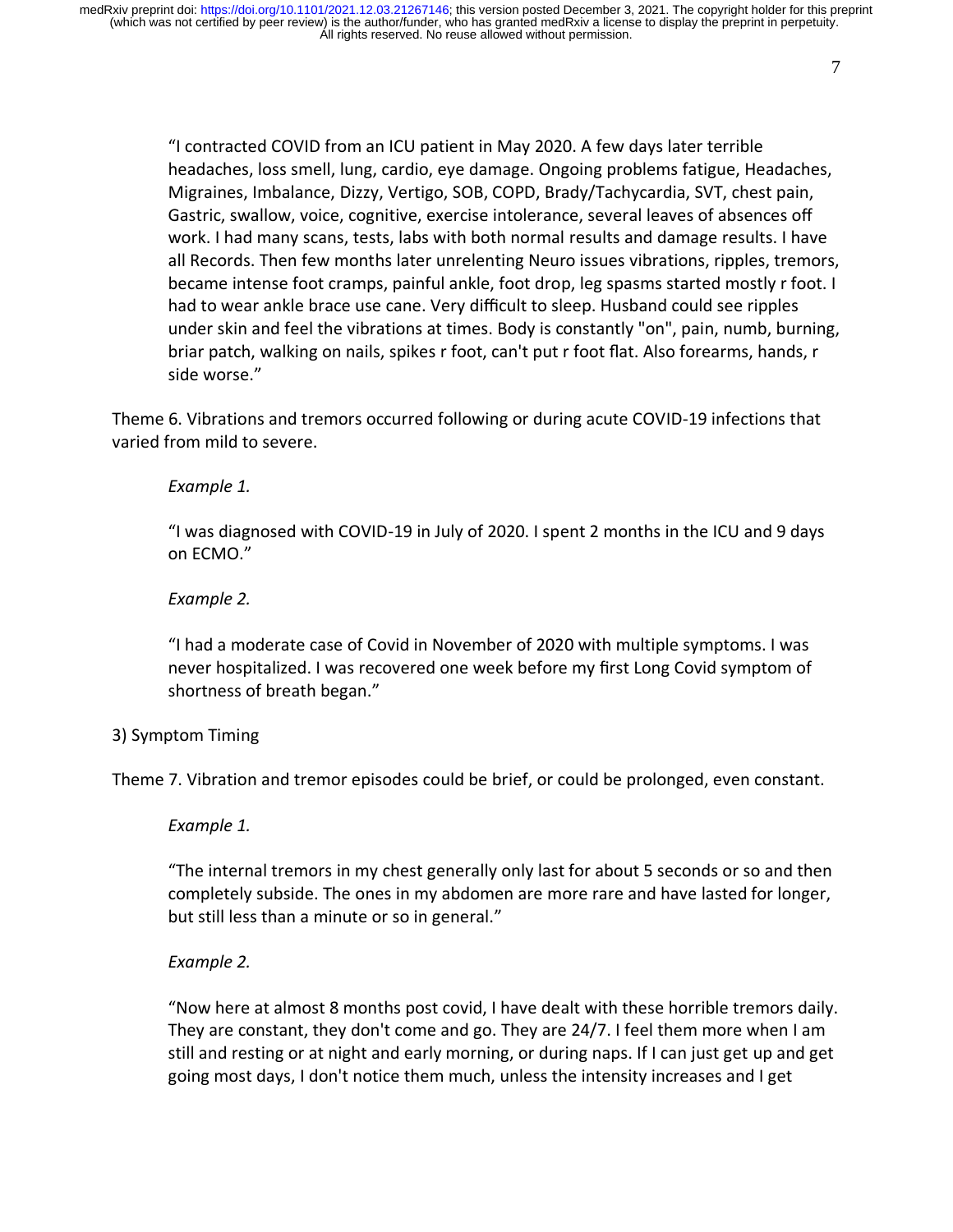> "I contracted COVID from an ICU patient in May 2020. A few days later terrible headaches, loss smell, lung, cardio, eye damage. Ongoing problems fatigue, Headaches, Migraines, Imbalance, Dizzy, Vertigo, SOB, COPD, Brady/Tachycardia, SVT, chest pain, Gastric, swallow, voice, cognitive, exercise intolerance, several leaves of absences off work. I had many scans, tests, labs with both normal results and damage results. I have all Records. Then few months later unrelenting Neuro issues vibrations, ripples, tremors, became intense foot cramps, painful ankle, foot drop, leg spasms started mostly r foot. I had to wear ankle brace use cane. Very difficult to sleep. Husband could see ripples under skin and feel the vibrations at times. Body is constantly "on", pain, numb, burning, briar patch, walking on nails, spikes r foot, can't put r foot flat. Also forearms, hands, r side worse."

Theme 6. Vibrations and tremors occurred following or during acute COVID-19 infections that varied from mild to severe.

*Example 1.*

> "I was diagnosed with COVID-19 in July of 2020. I spent 2 months in the ICU and 9 days on ECMO."

*Example 2.*

> "I had a moderate case of Covid in November of 2020 with multiple symptoms. I was never hospitalized. I was recovered one week before my first Long Covid symptom of shortness of breath began."

3) Symptom Timing

Theme 7. Vibration and tremor episodes could be brief, or could be prolonged, even constant.

*Example 1.*

> "The internal tremors in my chest generally only last for about 5 seconds or so and then completely subside. The ones in my abdomen are more rare and have lasted for longer, but still less than a minute or so in general."

*Example 2.*

> "Now here at almost 8 months post covid, I have dealt with these horrible tremors daily. They are constant, they don't come and go. They are 24/7. I feel them more when I am still and resting or at night and early morning, or during naps. If I can just get up and get going most days, I don't notice them much, unless the intensity increases and I get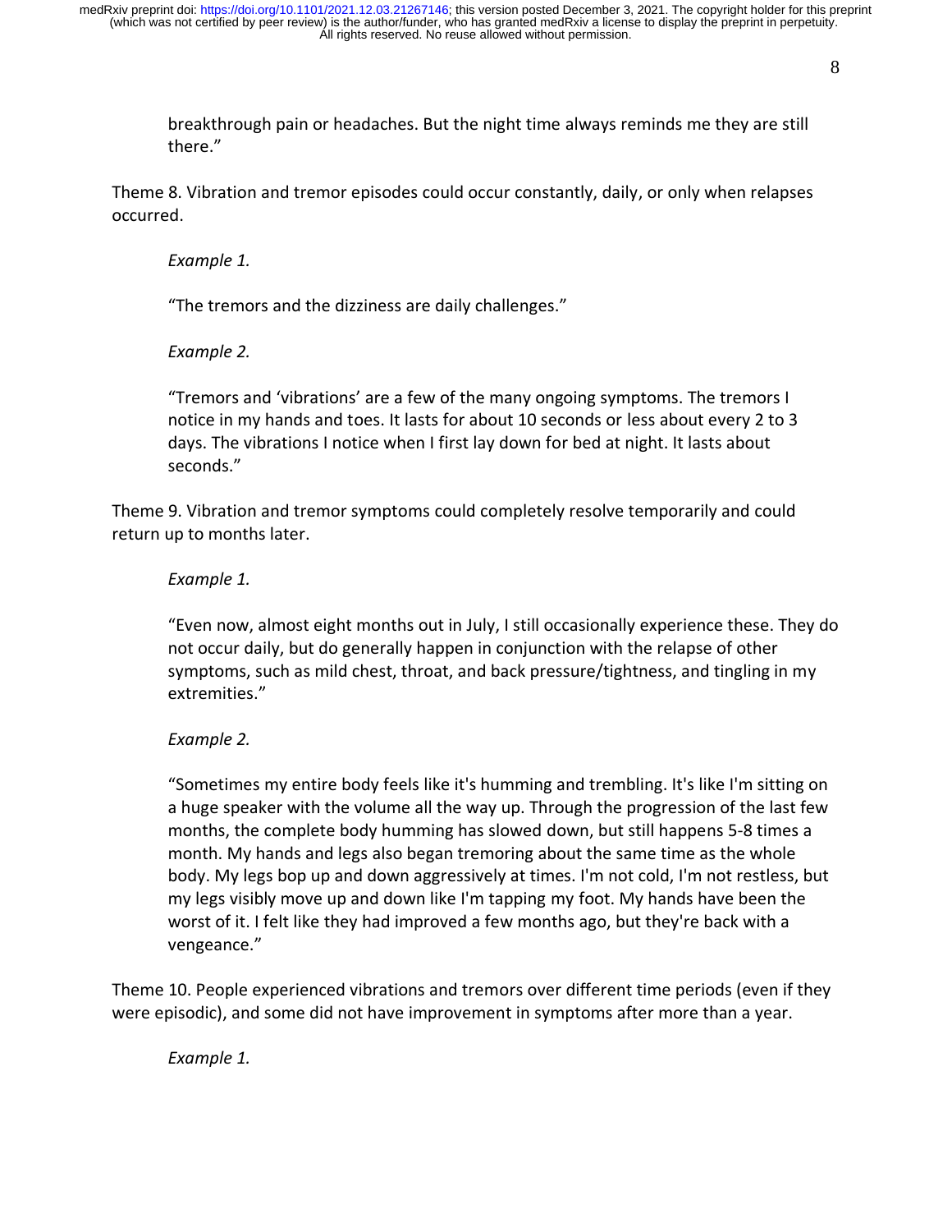breakthrough pain or headaches. But the night time always reminds me they are still there."

Theme 8. Vibration and tremor episodes could occur constantly, daily, or only when relapses occurred.

*Example 1.*

"The tremors and the dizziness are daily challenges."

*Example 2.*

"Tremors and 'vibrations' are a few of the many ongoing symptoms. The tremors I notice in my hands and toes. It lasts for about 10 seconds or less about every 2 to 3 days. The vibrations I notice when I first lay down for bed at night. It lasts about seconds."

Theme 9. Vibration and tremor symptoms could completely resolve temporarily and could return up to months later.

*Example 1.*

"Even now, almost eight months out in July, I still occasionally experience these. They do not occur daily, but do generally happen in conjunction with the relapse of other symptoms, such as mild chest, throat, and back pressure/tightness, and tingling in my extremities."

*Example 2.*

"Sometimes my entire body feels like it's humming and trembling. It's like I'm sitting on a huge speaker with the volume all the way up. Through the progression of the last few months, the complete body humming has slowed down, but still happens 5-8 times a month. My hands and legs also began tremoring about the same time as the whole body. My legs bop up and down aggressively at times. I'm not cold, I'm not restless, but my legs visibly move up and down like I'm tapping my foot. My hands have been the worst of it. I felt like they had improved a few months ago, but they're back with a vengeance."

Theme 10. People experienced vibrations and tremors over different time periods (even if they were episodic), and some did not have improvement in symptoms after more than a year.

*Example 1.*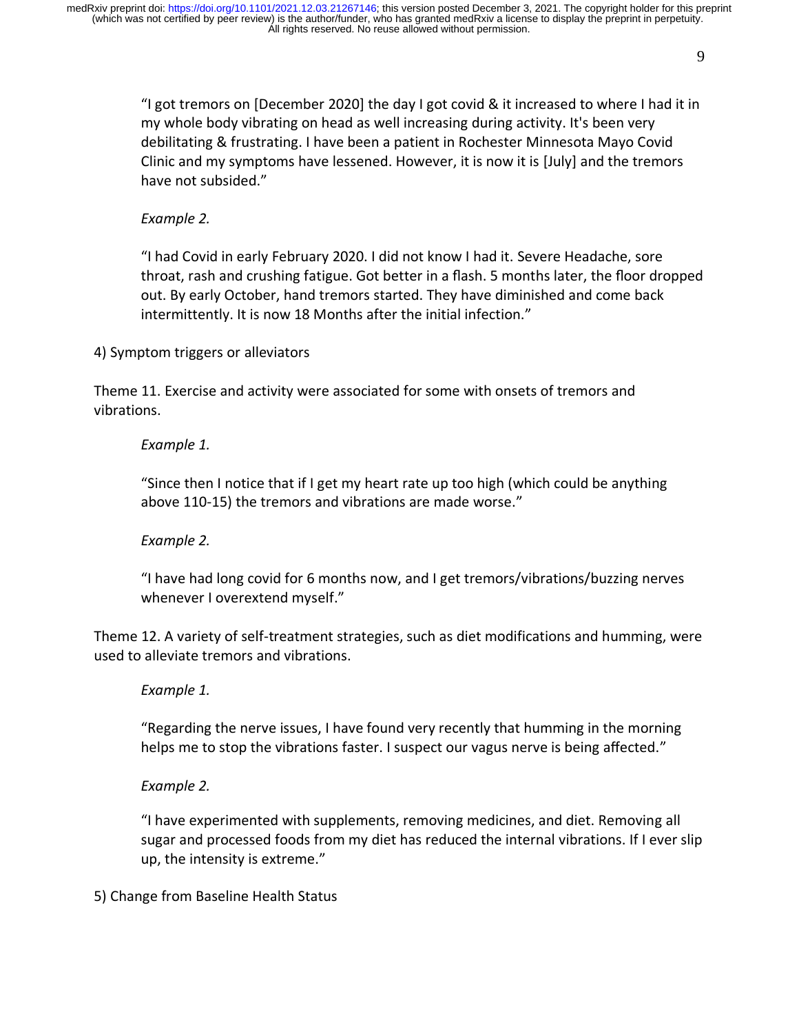"I got tremors on [December 2020] the day I got covid & it increased to where I had it in my whole body vibrating on head as well increasing during activity. It's been very debilitating & frustrating. I have been a patient in Rochester Minnesota Mayo Covid Clinic and my symptoms have lessened. However, it is now it is [July] and the tremors have not subsided."

*Example 2.*

"I had Covid in early February 2020. I did not know I had it. Severe Headache, sore throat, rash and crushing fatigue. Got better in a flash. 5 months later, the floor dropped out. By early October, hand tremors started. They have diminished and come back intermittently. It is now 18 Months after the initial infection."

4) Symptom triggers or alleviators

Theme 11. Exercise and activity were associated for some with onsets of tremors and vibrations.

*Example 1.*

"Since then I notice that if I get my heart rate up too high (which could be anything above 110-15) the tremors and vibrations are made worse."

*Example 2.*

"I have had long covid for 6 months now, and I get tremors/vibrations/buzzing nerves whenever I overextend myself."

Theme 12. A variety of self-treatment strategies, such as diet modifications and humming, were used to alleviate tremors and vibrations.

*Example 1.*

"Regarding the nerve issues, I have found very recently that humming in the morning helps me to stop the vibrations faster. I suspect our vagus nerve is being affected."

*Example 2.*

"I have experimented with supplements, removing medicines, and diet. Removing all sugar and processed foods from my diet has reduced the internal vibrations. If I ever slip up, the intensity is extreme."

5) Change from Baseline Health Status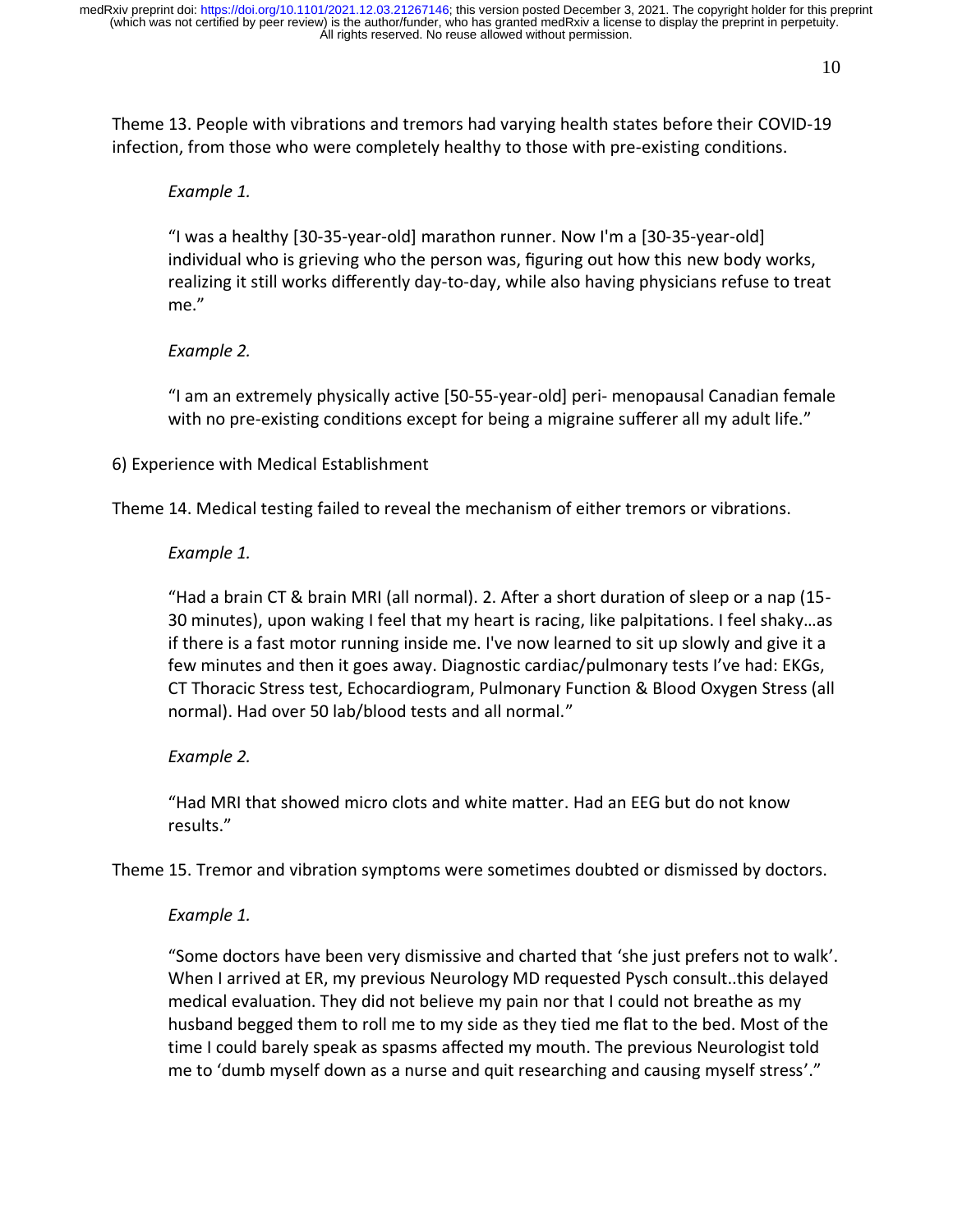Theme 13. People with vibrations and tremors had varying health states before their COVID-19 infection, from those who were completely healthy to those with pre-existing conditions.

> *Example 1.*
>
> "I was a healthy [30-35-year-old] marathon runner. Now I'm a [30-35-year-old] individual who is grieving who the person was, figuring out how this new body works, realizing it still works differently day-to-day, while also having physicians refuse to treat me."
>
> *Example 2.*
>
> "I am an extremely physically active [50-55-year-old] peri- menopausal Canadian female with no pre-existing conditions except for being a migraine sufferer all my adult life."

6) Experience with Medical Establishment

Theme 14. Medical testing failed to reveal the mechanism of either tremors or vibrations.

> *Example 1.*
>
> "Had a brain CT & brain MRI (all normal). 2. After a short duration of sleep or a nap (15-30 minutes), upon waking I feel that my heart is racing, like palpitations. I feel shaky…as if there is a fast motor running inside me. I've now learned to sit up slowly and give it a few minutes and then it goes away. Diagnostic cardiac/pulmonary tests I've had: EKGs, CT Thoracic Stress test, Echocardiogram, Pulmonary Function & Blood Oxygen Stress (all normal). Had over 50 lab/blood tests and all normal."
>
> *Example 2.*
>
> "Had MRI that showed micro clots and white matter. Had an EEG but do not know results."

Theme 15. Tremor and vibration symptoms were sometimes doubted or dismissed by doctors.

> *Example 1.*
>
> "Some doctors have been very dismissive and charted that 'she just prefers not to walk'. When I arrived at ER, my previous Neurology MD requested Pysch consult..this delayed medical evaluation. They did not believe my pain nor that I could not breathe as my husband begged them to roll me to my side as they tied me flat to the bed. Most of the time I could barely speak as spasms affected my mouth. The previous Neurologist told me to 'dumb myself down as a nurse and quit researching and causing myself stress'."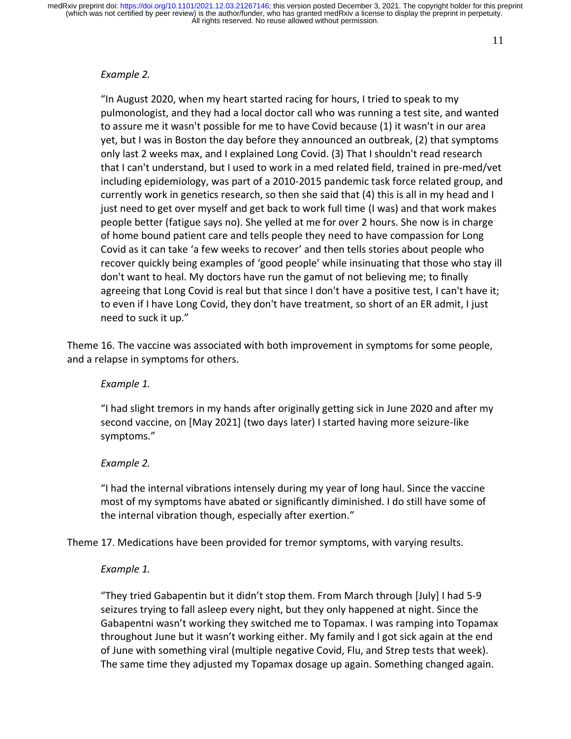*Example 2.*

"In August 2020, when my heart started racing for hours, I tried to speak to my pulmonologist, and they had a local doctor call who was running a test site, and wanted to assure me it wasn't possible for me to have Covid because (1) it wasn't in our area yet, but I was in Boston the day before they announced an outbreak, (2) that symptoms only last 2 weeks max, and I explained Long Covid. (3) That I shouldn't read research that I can't understand, but I used to work in a med related field, trained in pre-med/vet including epidemiology, was part of a 2010-2015 pandemic task force related group, and currently work in genetics research, so then she said that (4) this is all in my head and I just need to get over myself and get back to work full time (I was) and that work makes people better (fatigue says no). She yelled at me for over 2 hours. She now is in charge of home bound patient care and tells people they need to have compassion for Long Covid as it can take 'a few weeks to recover' and then tells stories about people who recover quickly being examples of 'good people' while insinuating that those who stay ill don't want to heal. My doctors have run the gamut of not believing me; to finally agreeing that Long Covid is real but that since I don't have a positive test, I can't have it; to even if I have Long Covid, they don't have treatment, so short of an ER admit, I just need to suck it up."

Theme 16. The vaccine was associated with both improvement in symptoms for some people, and a relapse in symptoms for others.

*Example 1.*

"I had slight tremors in my hands after originally getting sick in June 2020 and after my second vaccine, on [May 2021] (two days later) I started having more seizure-like symptoms."

*Example 2.*

"I had the internal vibrations intensely during my year of long haul. Since the vaccine most of my symptoms have abated or significantly diminished. I do still have some of the internal vibration though, especially after exertion."

Theme 17. Medications have been provided for tremor symptoms, with varying results.

*Example 1.*

"They tried Gabapentin but it didn't stop them. From March through [July] I had 5-9 seizures trying to fall asleep every night, but they only happened at night. Since the Gabapentni wasn't working they switched me to Topamax. I was ramping into Topamax throughout June but it wasn't working either. My family and I got sick again at the end of June with something viral (multiple negative Covid, Flu, and Strep tests that week). The same time they adjusted my Topamax dosage up again. Something changed again.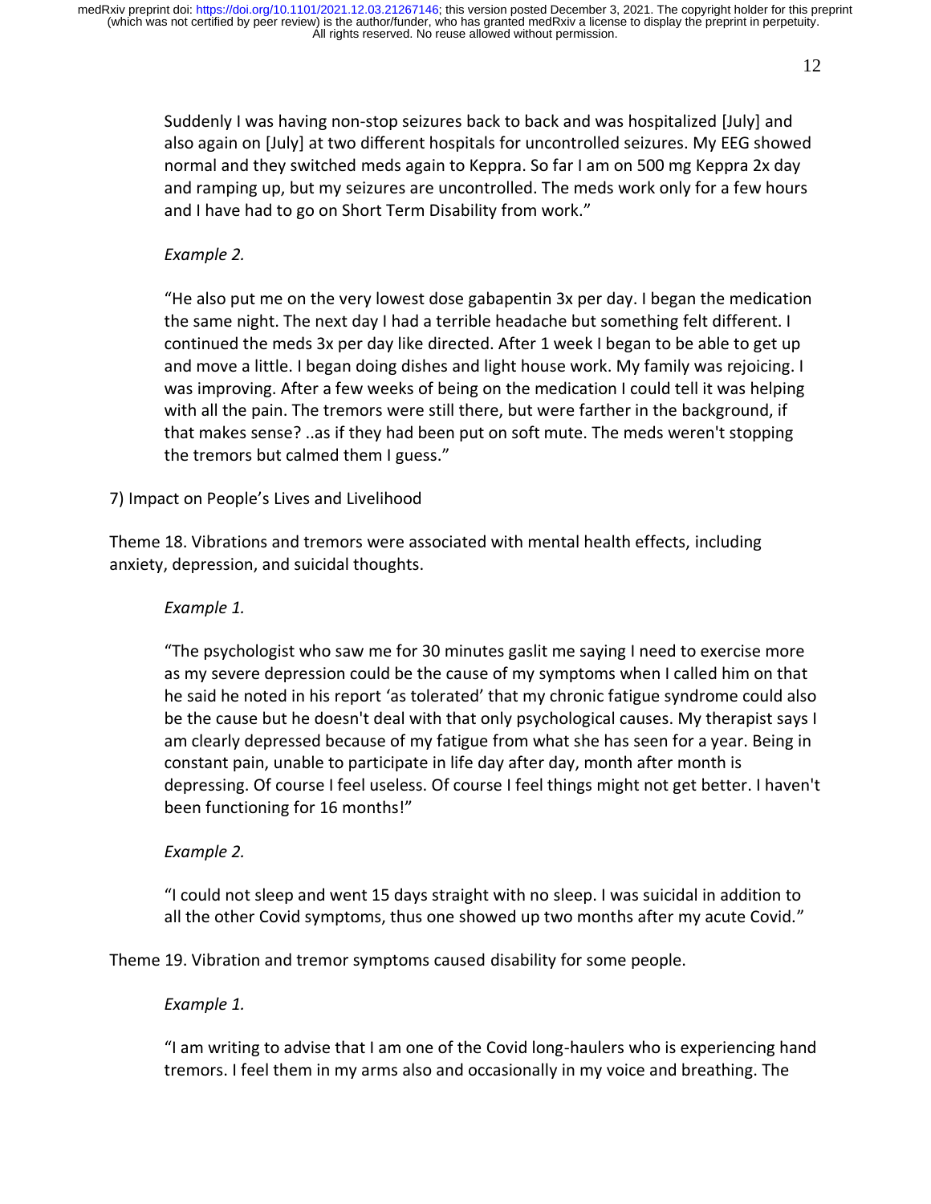Suddenly I was having non-stop seizures back to back and was hospitalized [July] and also again on [July] at two different hospitals for uncontrolled seizures. My EEG showed normal and they switched meds again to Keppra. So far I am on 500 mg Keppra 2x day and ramping up, but my seizures are uncontrolled. The meds work only for a few hours and I have had to go on Short Term Disability from work."

*Example 2.*

"He also put me on the very lowest dose gabapentin 3x per day. I began the medication the same night. The next day I had a terrible headache but something felt different. I continued the meds 3x per day like directed. After 1 week I began to be able to get up and move a little. I began doing dishes and light house work. My family was rejoicing. I was improving. After a few weeks of being on the medication I could tell it was helping with all the pain. The tremors were still there, but were farther in the background, if that makes sense? ..as if they had been put on soft mute. The meds weren't stopping the tremors but calmed them I guess."

7) Impact on People's Lives and Livelihood

Theme 18. Vibrations and tremors were associated with mental health effects, including anxiety, depression, and suicidal thoughts.

*Example 1.*

"The psychologist who saw me for 30 minutes gaslit me saying I need to exercise more as my severe depression could be the cause of my symptoms when I called him on that he said he noted in his report 'as tolerated' that my chronic fatigue syndrome could also be the cause but he doesn't deal with that only psychological causes. My therapist says I am clearly depressed because of my fatigue from what she has seen for a year. Being in constant pain, unable to participate in life day after day, month after month is depressing. Of course I feel useless. Of course I feel things might not get better. I haven't been functioning for 16 months!"

*Example 2.*

"I could not sleep and went 15 days straight with no sleep. I was suicidal in addition to all the other Covid symptoms, thus one showed up two months after my acute Covid."

Theme 19. Vibration and tremor symptoms caused disability for some people.

*Example 1.*

"I am writing to advise that I am one of the Covid long-haulers who is experiencing hand tremors. I feel them in my arms also and occasionally in my voice and breathing. The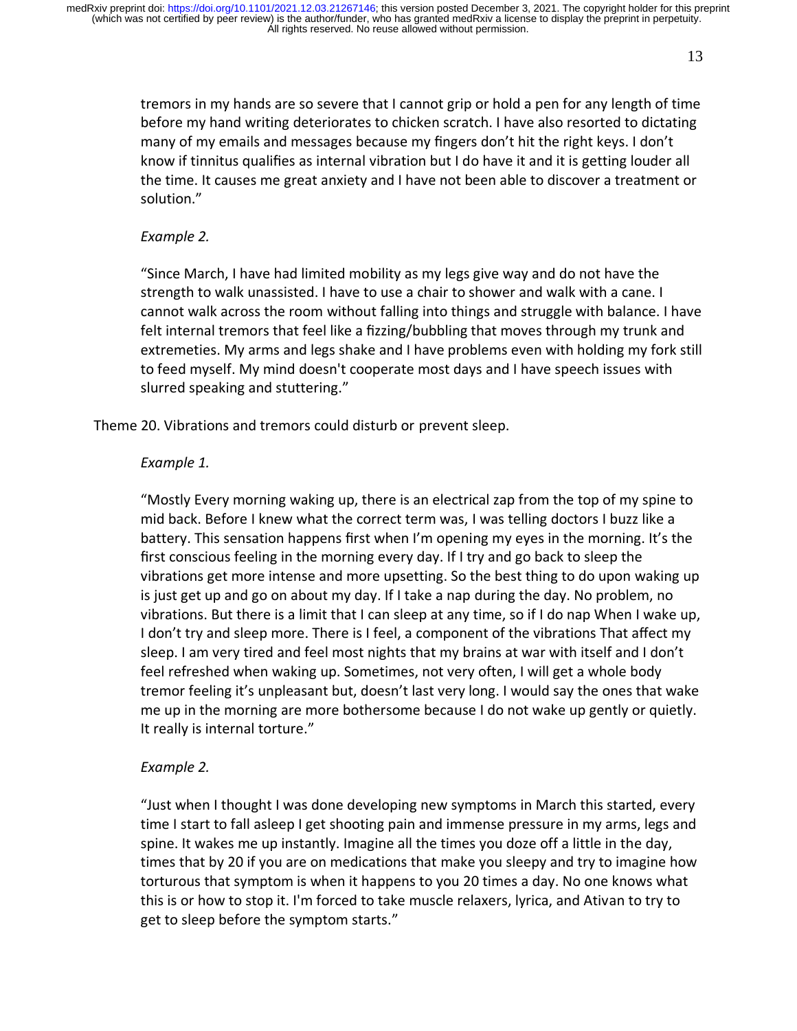tremors in my hands are so severe that I cannot grip or hold a pen for any length of time before my hand writing deteriorates to chicken scratch. I have also resorted to dictating many of my emails and messages because my fingers don't hit the right keys. I don't know if tinnitus qualifies as internal vibration but I do have it and it is getting louder all the time. It causes me great anxiety and I have not been able to discover a treatment or solution."

*Example 2.*

"Since March, I have had limited mobility as my legs give way and do not have the strength to walk unassisted. I have to use a chair to shower and walk with a cane. I cannot walk across the room without falling into things and struggle with balance. I have felt internal tremors that feel like a fizzing/bubbling that moves through my trunk and extremeties. My arms and legs shake and I have problems even with holding my fork still to feed myself. My mind doesn't cooperate most days and I have speech issues with slurred speaking and stuttering."

Theme 20. Vibrations and tremors could disturb or prevent sleep.

*Example 1.*

"Mostly Every morning waking up, there is an electrical zap from the top of my spine to mid back. Before I knew what the correct term was, I was telling doctors I buzz like a battery. This sensation happens first when I'm opening my eyes in the morning. It's the first conscious feeling in the morning every day. If I try and go back to sleep the vibrations get more intense and more upsetting. So the best thing to do upon waking up is just get up and go on about my day. If I take a nap during the day. No problem, no vibrations. But there is a limit that I can sleep at any time, so if I do nap When I wake up, I don't try and sleep more. There is I feel, a component of the vibrations That affect my sleep. I am very tired and feel most nights that my brains at war with itself and I don't feel refreshed when waking up. Sometimes, not very often, I will get a whole body tremor feeling it's unpleasant but, doesn't last very long. I would say the ones that wake me up in the morning are more bothersome because I do not wake up gently or quietly. It really is internal torture."

*Example 2.*

"Just when I thought I was done developing new symptoms in March this started, every time I start to fall asleep I get shooting pain and immense pressure in my arms, legs and spine. It wakes me up instantly. Imagine all the times you doze off a little in the day, times that by 20 if you are on medications that make you sleepy and try to imagine how torturous that symptom is when it happens to you 20 times a day. No one knows what this is or how to stop it. I'm forced to take muscle relaxers, lyrica, and Ativan to try to get to sleep before the symptom starts."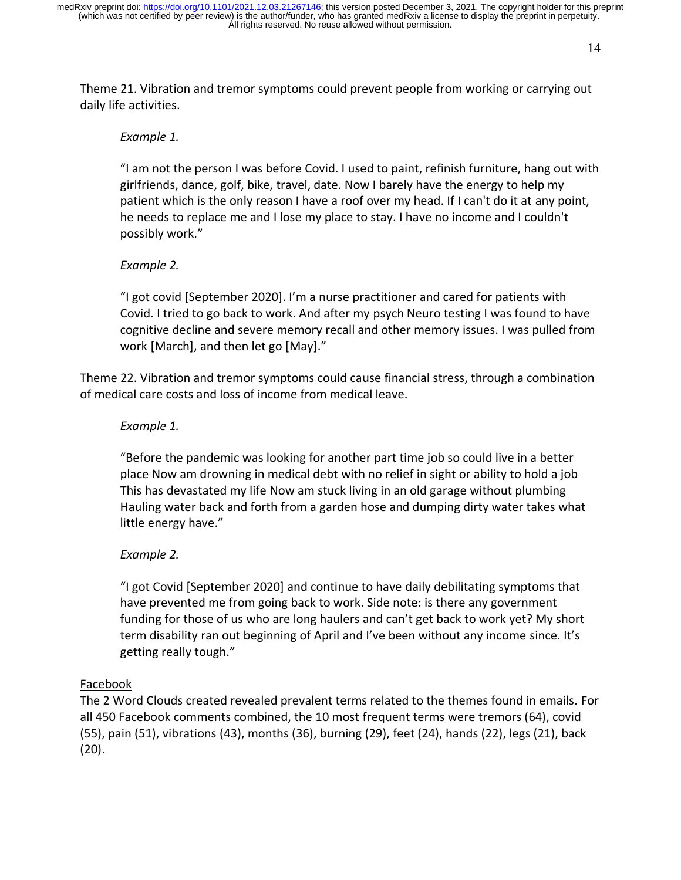Theme 21. Vibration and tremor symptoms could prevent people from working or carrying out daily life activities.

> *Example 1.*
>
> "I am not the person I was before Covid. I used to paint, refinish furniture, hang out with girlfriends, dance, golf, bike, travel, date. Now I barely have the energy to help my patient which is the only reason I have a roof over my head. If I can't do it at any point, he needs to replace me and I lose my place to stay. I have no income and I couldn't possibly work."
>
> *Example 2.*
>
> "I got covid [September 2020]. I'm a nurse practitioner and cared for patients with Covid. I tried to go back to work. And after my psych Neuro testing I was found to have cognitive decline and severe memory recall and other memory issues. I was pulled from work [March], and then let go [May]."

Theme 22. Vibration and tremor symptoms could cause financial stress, through a combination of medical care costs and loss of income from medical leave.

> *Example 1.*
>
> "Before the pandemic was looking for another part time job so could live in a better place Now am drowning in medical debt with no relief in sight or ability to hold a job This has devastated my life Now am stuck living in an old garage without plumbing Hauling water back and forth from a garden hose and dumping dirty water takes what little energy have."
>
> *Example 2.*
>
> "I got Covid [September 2020] and continue to have daily debilitating symptoms that have prevented me from going back to work. Side note: is there any government funding for those of us who are long haulers and can't get back to work yet? My short term disability ran out beginning of April and I've been without any income since. It's getting really tough."

<u>Facebook</u>

The 2 Word Clouds created revealed prevalent terms related to the themes found in emails. For all 450 Facebook comments combined, the 10 most frequent terms were tremors (64), covid (55), pain (51), vibrations (43), months (36), burning (29), feet (24), hands (22), legs (21), back (20).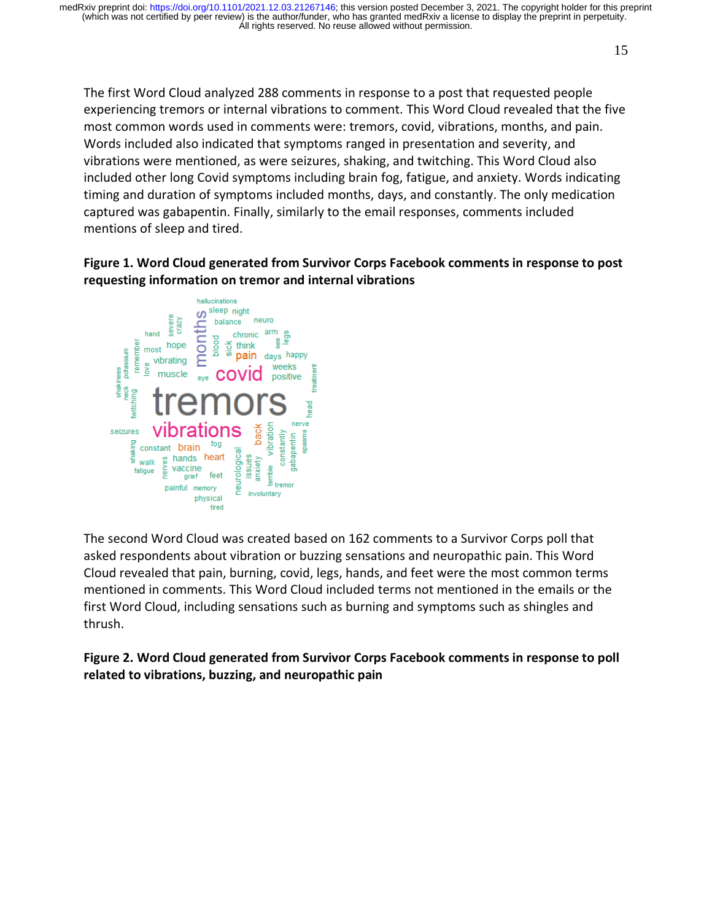The first Word Cloud analyzed 288 comments in response to a post that requested people experiencing tremors or internal vibrations to comment. This Word Cloud revealed that the five most common words used in comments were: tremors, covid, vibrations, months, and pain. Words included also indicated that symptoms ranged in presentation and severity, and vibrations were mentioned, as were seizures, shaking, and twitching. This Word Cloud also included other long Covid symptoms including brain fog, fatigue, and anxiety. Words indicating timing and duration of symptoms included months, days, and constantly. The only medication captured was gabapentin. Finally, similarly to the email responses, comments included mentions of sleep and tired.

**Figure 1. Word Cloud generated from Survivor Corps Facebook comments in response to post requesting information on tremor and internal vibrations**

The second Word Cloud was created based on 162 comments to a Survivor Corps poll that asked respondents about vibration or buzzing sensations and neuropathic pain. This Word Cloud revealed that pain, burning, covid, legs, hands, and feet were the most common terms mentioned in comments. This Word Cloud included terms not mentioned in the emails or the first Word Cloud, including sensations such as burning and symptoms such as shingles and thrush.

**Figure 2. Word Cloud generated from Survivor Corps Facebook comments in response to poll related to vibrations, buzzing, and neuropathic pain**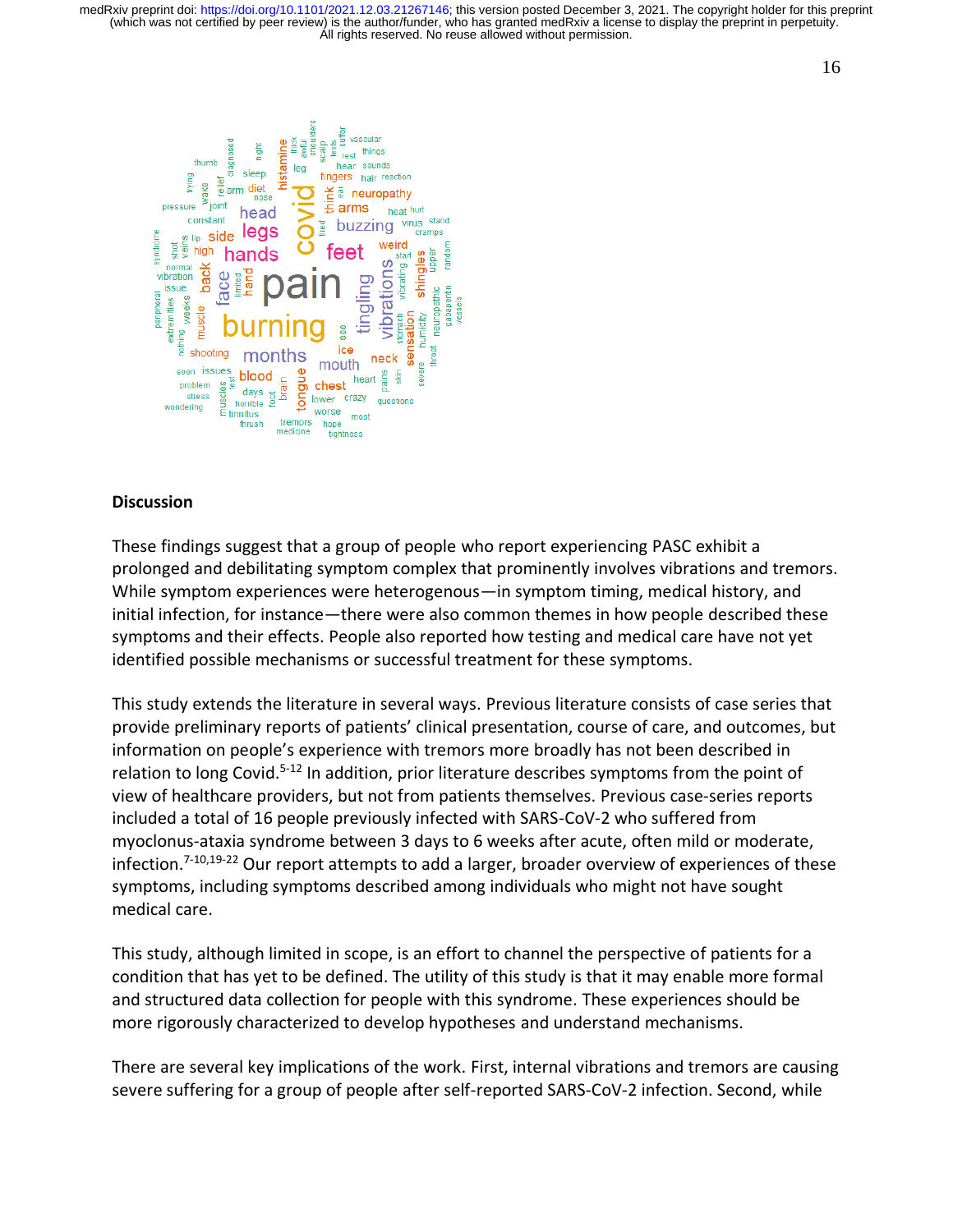## Discussion

These findings suggest that a group of people who report experiencing PASC exhibit a prolonged and debilitating symptom complex that prominently involves vibrations and tremors. While symptom experiences were heterogenous—in symptom timing, medical history, and initial infection, for instance—there were also common themes in how people described these symptoms and their effects. People also reported how testing and medical care have not yet identified possible mechanisms or successful treatment for these symptoms.

This study extends the literature in several ways. Previous literature consists of case series that provide preliminary reports of patients' clinical presentation, course of care, and outcomes, but information on people's experience with tremors more broadly has not been described in relation to long Covid.[5-12] In addition, prior literature describes symptoms from the point of view of healthcare providers, but not from patients themselves. Previous case-series reports included a total of 16 people previously infected with SARS-CoV-2 who suffered from myoclonus-ataxia syndrome between 3 days to 6 weeks after acute, often mild or moderate, infection.[7-10,19-22] Our report attempts to add a larger, broader overview of experiences of these symptoms, including symptoms described among individuals who might not have sought medical care.

This study, although limited in scope, is an effort to channel the perspective of patients for a condition that has yet to be defined. The utility of this study is that it may enable more formal and structured data collection for people with this syndrome. These experiences should be more rigorously characterized to develop hypotheses and understand mechanisms.

There are several key implications of the work. First, internal vibrations and tremors are causing severe suffering for a group of people after self-reported SARS-CoV-2 infection. Second, while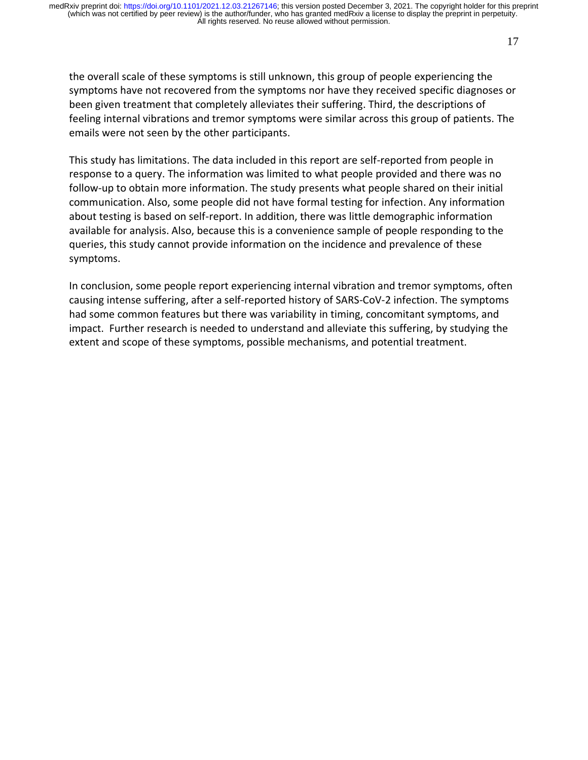the overall scale of these symptoms is still unknown, this group of people experiencing the symptoms have not recovered from the symptoms nor have they received specific diagnoses or been given treatment that completely alleviates their suffering. Third, the descriptions of feeling internal vibrations and tremor symptoms were similar across this group of patients. The emails were not seen by the other participants.

This study has limitations. The data included in this report are self-reported from people in response to a query. The information was limited to what people provided and there was no follow-up to obtain more information. The study presents what people shared on their initial communication. Also, some people did not have formal testing for infection. Any information about testing is based on self-report. In addition, there was little demographic information available for analysis. Also, because this is a convenience sample of people responding to the queries, this study cannot provide information on the incidence and prevalence of these symptoms.

In conclusion, some people report experiencing internal vibration and tremor symptoms, often causing intense suffering, after a self-reported history of SARS-CoV-2 infection. The symptoms had some common features but there was variability in timing, concomitant symptoms, and impact. Further research is needed to understand and alleviate this suffering, by studying the extent and scope of these symptoms, possible mechanisms, and potential treatment.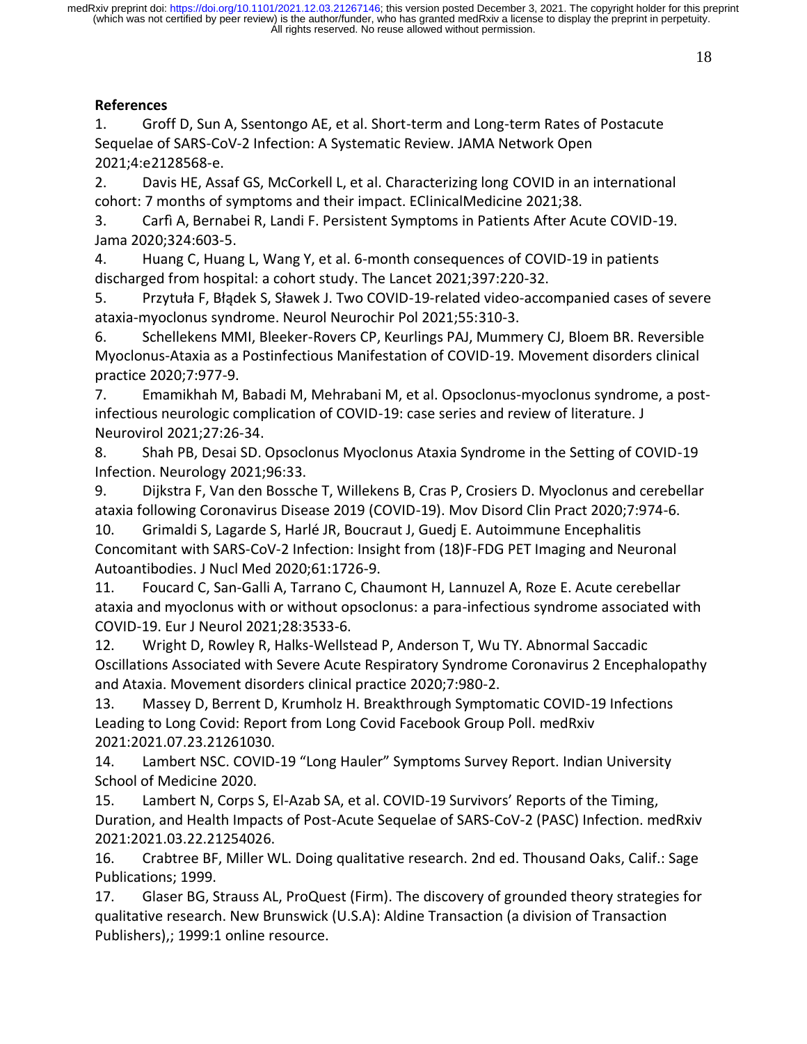## References

1. Groff D, Sun A, Ssentongo AE, et al. Short-term and Long-term Rates of Postacute Sequelae of SARS-CoV-2 Infection: A Systematic Review. JAMA Network Open 2021;4:e2128568-e.
2. Davis HE, Assaf GS, McCorkell L, et al. Characterizing long COVID in an international cohort: 7 months of symptoms and their impact. EClinicalMedicine 2021;38.
3. Carfì A, Bernabei R, Landi F. Persistent Symptoms in Patients After Acute COVID-19. Jama 2020;324:603-5.
4. Huang C, Huang L, Wang Y, et al. 6-month consequences of COVID-19 in patients discharged from hospital: a cohort study. The Lancet 2021;397:220-32.
5. Przytuła F, Błądek S, Sławek J. Two COVID-19-related video-accompanied cases of severe ataxia-myoclonus syndrome. Neurol Neurochir Pol 2021;55:310-3.
6. Schellekens MMI, Bleeker-Rovers CP, Keurlings PAJ, Mummery CJ, Bloem BR. Reversible Myoclonus-Ataxia as a Postinfectious Manifestation of COVID-19. Movement disorders clinical practice 2020;7:977-9.
7. Emamikhah M, Babadi M, Mehrabani M, et al. Opsoclonus-myoclonus syndrome, a post-infectious neurologic complication of COVID-19: case series and review of literature. J Neurovirol 2021;27:26-34.
8. Shah PB, Desai SD. Opsoclonus Myoclonus Ataxia Syndrome in the Setting of COVID-19 Infection. Neurology 2021;96:33.
9. Dijkstra F, Van den Bossche T, Willekens B, Cras P, Crosiers D. Myoclonus and cerebellar ataxia following Coronavirus Disease 2019 (COVID-19). Mov Disord Clin Pract 2020;7:974-6.
10. Grimaldi S, Lagarde S, Harlé JR, Boucraut J, Guedj E. Autoimmune Encephalitis Concomitant with SARS-CoV-2 Infection: Insight from (18)F-FDG PET Imaging and Neuronal Autoantibodies. J Nucl Med 2020;61:1726-9.
11. Foucard C, San-Galli A, Tarrano C, Chaumont H, Lannuzel A, Roze E. Acute cerebellar ataxia and myoclonus with or without opsoclonus: a para-infectious syndrome associated with COVID-19. Eur J Neurol 2021;28:3533-6.
12. Wright D, Rowley R, Halks-Wellstead P, Anderson T, Wu TY. Abnormal Saccadic Oscillations Associated with Severe Acute Respiratory Syndrome Coronavirus 2 Encephalopathy and Ataxia. Movement disorders clinical practice 2020;7:980-2.
13. Massey D, Berrent D, Krumholz H. Breakthrough Symptomatic COVID-19 Infections Leading to Long Covid: Report from Long Covid Facebook Group Poll. medRxiv 2021:2021.07.23.21261030.
14. Lambert NSC. COVID-19 "Long Hauler" Symptoms Survey Report. Indian University School of Medicine 2020.
15. Lambert N, Corps S, El-Azab SA, et al. COVID-19 Survivors' Reports of the Timing, Duration, and Health Impacts of Post-Acute Sequelae of SARS-CoV-2 (PASC) Infection. medRxiv 2021:2021.03.22.21254026.
16. Crabtree BF, Miller WL. Doing qualitative research. 2nd ed. Thousand Oaks, Calif.: Sage Publications; 1999.
17. Glaser BG, Strauss AL, ProQuest (Firm). The discovery of grounded theory strategies for qualitative research. New Brunswick (U.S.A): Aldine Transaction (a division of Transaction Publishers),; 1999:1 online resource.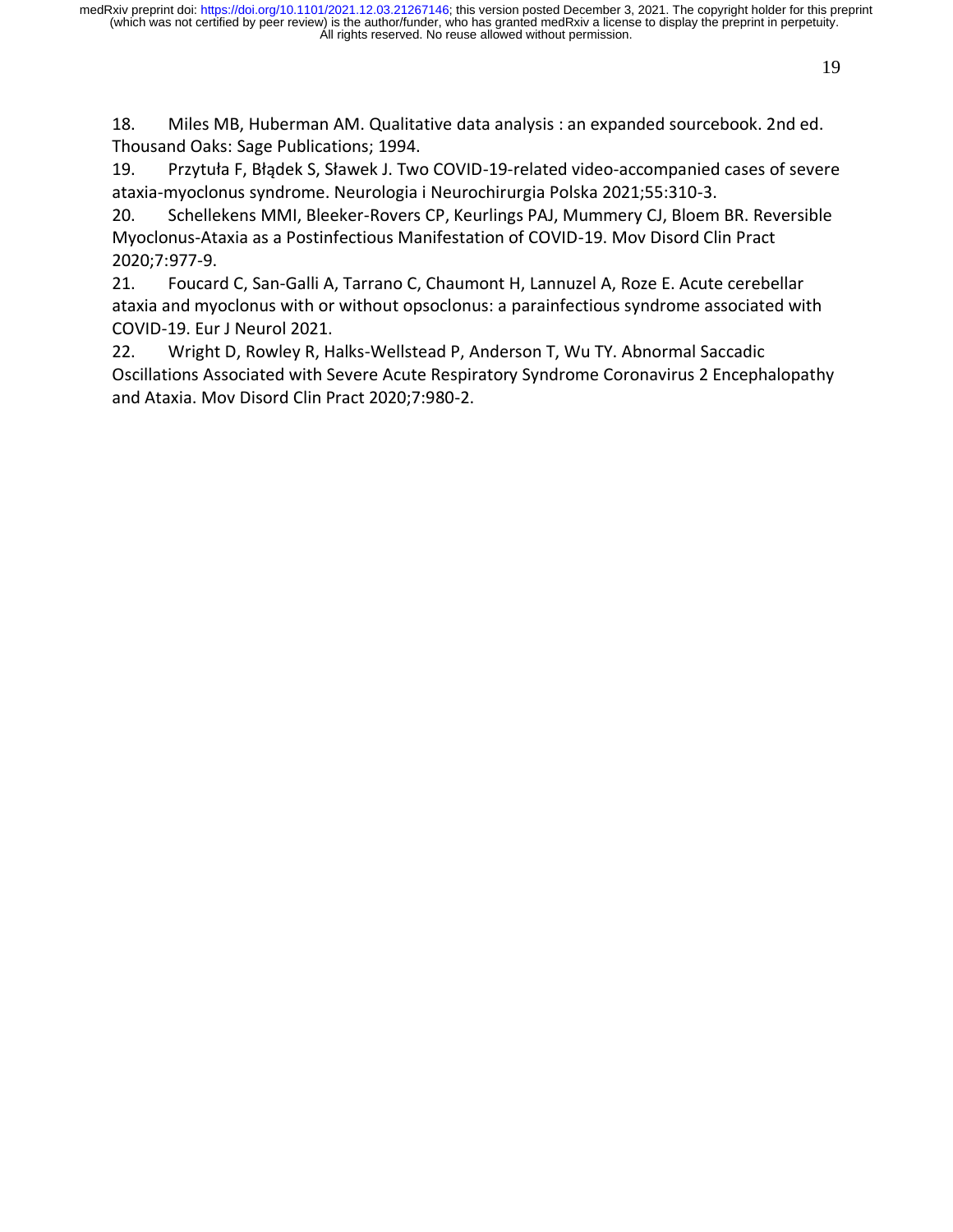18. Miles MB, Huberman AM. Qualitative data analysis : an expanded sourcebook. 2nd ed. Thousand Oaks: Sage Publications; 1994.
19. Przytuła F, Błądek S, Sławek J. Two COVID-19-related video-accompanied cases of severe ataxia-myoclonus syndrome. Neurologia i Neurochirurgia Polska 2021;55:310-3.
20. Schellekens MMI, Bleeker-Rovers CP, Keurlings PAJ, Mummery CJ, Bloem BR. Reversible Myoclonus-Ataxia as a Postinfectious Manifestation of COVID-19. Mov Disord Clin Pract 2020;7:977-9.
21. Foucard C, San-Galli A, Tarrano C, Chaumont H, Lannuzel A, Roze E. Acute cerebellar ataxia and myoclonus with or without opsoclonus: a parainfectious syndrome associated with COVID-19. Eur J Neurol 2021.
22. Wright D, Rowley R, Halks-Wellstead P, Anderson T, Wu TY. Abnormal Saccadic Oscillations Associated with Severe Acute Respiratory Syndrome Coronavirus 2 Encephalopathy and Ataxia. Mov Disord Clin Pract 2020;7:980-2.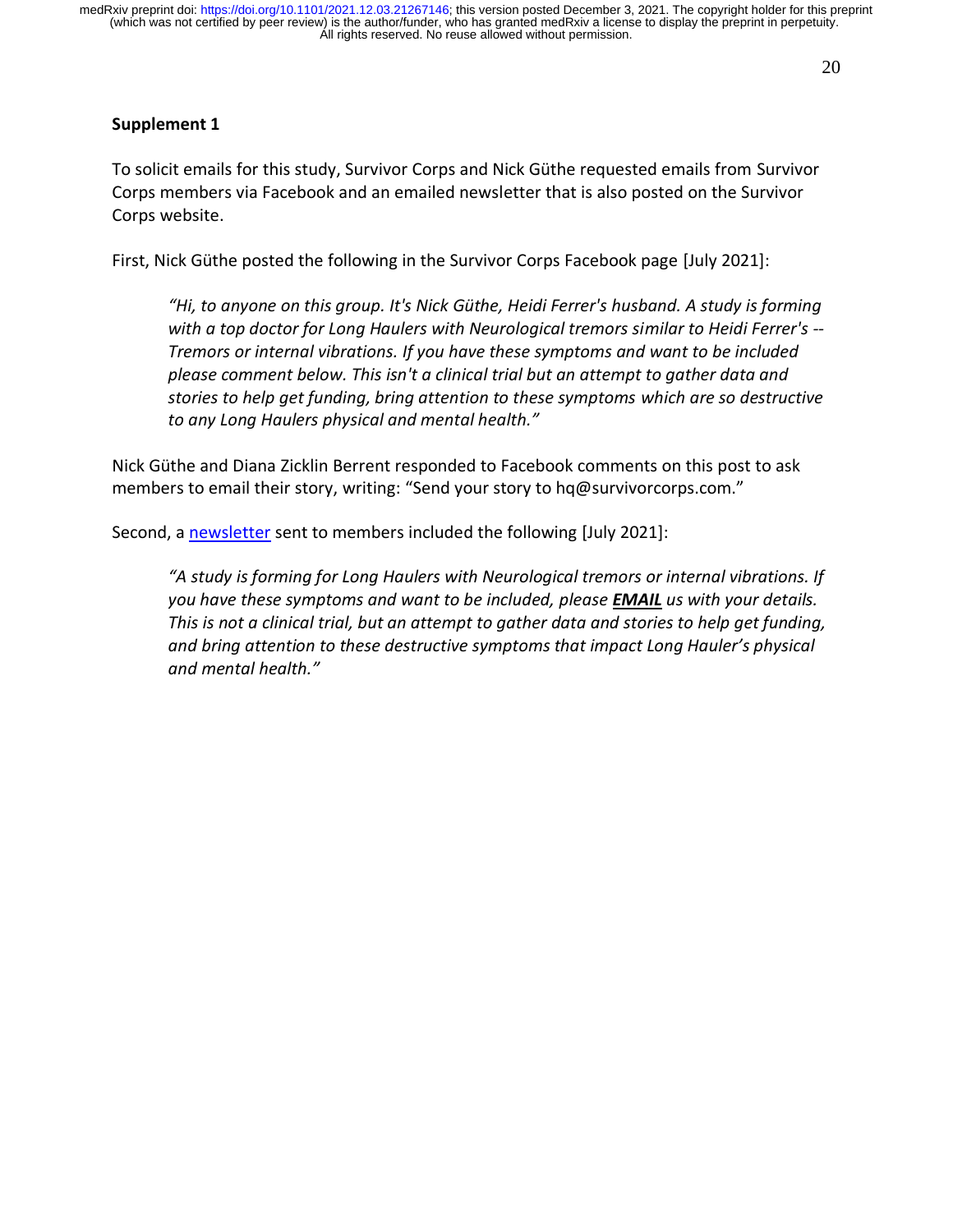## Supplement 1

To solicit emails for this study, Survivor Corps and Nick Güthe requested emails from Survivor Corps members via Facebook and an emailed newsletter that is also posted on the Survivor Corps website.

First, Nick Güthe posted the following in the Survivor Corps Facebook page [July 2021]:

> *"Hi, to anyone on this group. It's Nick Güthe, Heidi Ferrer's husband. A study is forming with a top doctor for Long Haulers with Neurological tremors similar to Heidi Ferrer's -- Tremors or internal vibrations. If you have these symptoms and want to be included please comment below. This isn't a clinical trial but an attempt to gather data and stories to help get funding, bring attention to these symptoms which are so destructive to any Long Haulers physical and mental health."*

Nick Güthe and Diana Zicklin Berrent responded to Facebook comments on this post to ask members to email their story, writing: "Send your story to hq@survivorcorps.com."

Second, a newsletter sent to members included the following [July 2021]:

> *"A study is forming for Long Haulers with Neurological tremors or internal vibrations. If you have these symptoms and want to be included, please **EMAIL** us with your details. This is not a clinical trial, but an attempt to gather data and stories to help get funding, and bring attention to these destructive symptoms that impact Long Hauler's physical and mental health."*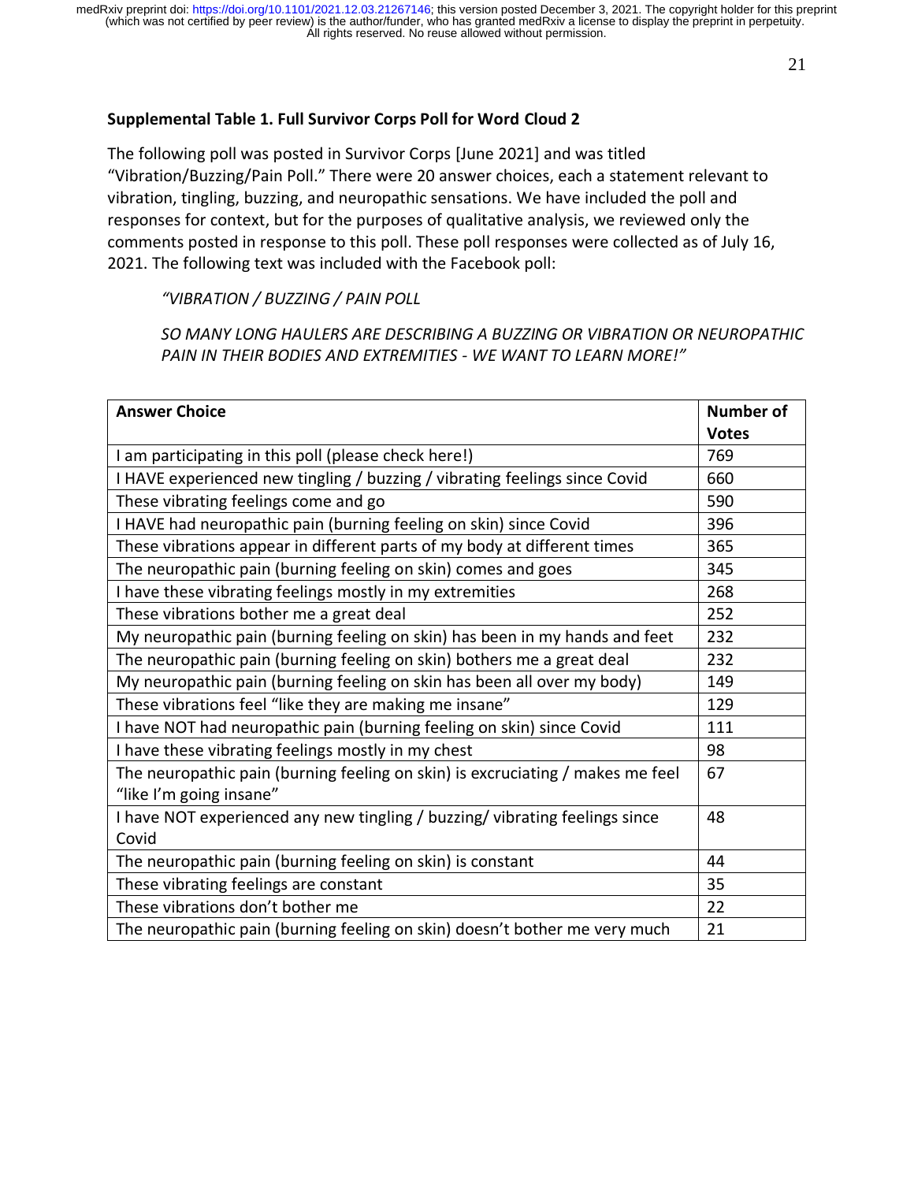**Supplemental Table 1. Full Survivor Corps Poll for Word Cloud 2**

The following poll was posted in Survivor Corps [June 2021] and was titled "Vibration/Buzzing/Pain Poll." There were 20 answer choices, each a statement relevant to vibration, tingling, buzzing, and neuropathic sensations. We have included the poll and responses for context, but for the purposes of qualitative analysis, we reviewed only the comments posted in response to this poll. These poll responses were collected as of July 16, 2021. The following text was included with the Facebook poll:

> *"VIBRATION / BUZZING / PAIN POLL*
>
> *SO MANY LONG HAULERS ARE DESCRIBING A BUZZING OR VIBRATION OR NEUROPATHIC PAIN IN THEIR BODIES AND EXTREMITIES - WE WANT TO LEARN MORE!"*

| Answer Choice | Number of Votes |
|---|---|
| I am participating in this poll (please check here!) | 769 |
| I HAVE experienced new tingling / buzzing / vibrating feelings since Covid | 660 |
| These vibrating feelings come and go | 590 |
| I HAVE had neuropathic pain (burning feeling on skin) since Covid | 396 |
| These vibrations appear in different parts of my body at different times | 365 |
| The neuropathic pain (burning feeling on skin) comes and goes | 345 |
| I have these vibrating feelings mostly in my extremities | 268 |
| These vibrations bother me a great deal | 252 |
| My neuropathic pain (burning feeling on skin) has been in my hands and feet | 232 |
| The neuropathic pain (burning feeling on skin) bothers me a great deal | 232 |
| My neuropathic pain (burning feeling on skin has been all over my body) | 149 |
| These vibrations feel "like they are making me insane" | 129 |
| I have NOT had neuropathic pain (burning feeling on skin) since Covid | 111 |
| I have these vibrating feelings mostly in my chest | 98 |
| The neuropathic pain (burning feeling on skin) is excruciating / makes me feel "like I'm going insane" | 67 |
| I have NOT experienced any new tingling / buzzing/ vibrating feelings since Covid | 48 |
| The neuropathic pain (burning feeling on skin) is constant | 44 |
| These vibrating feelings are constant | 35 |
| These vibrations don't bother me | 22 |
| The neuropathic pain (burning feeling on skin) doesn't bother me very much | 21 |